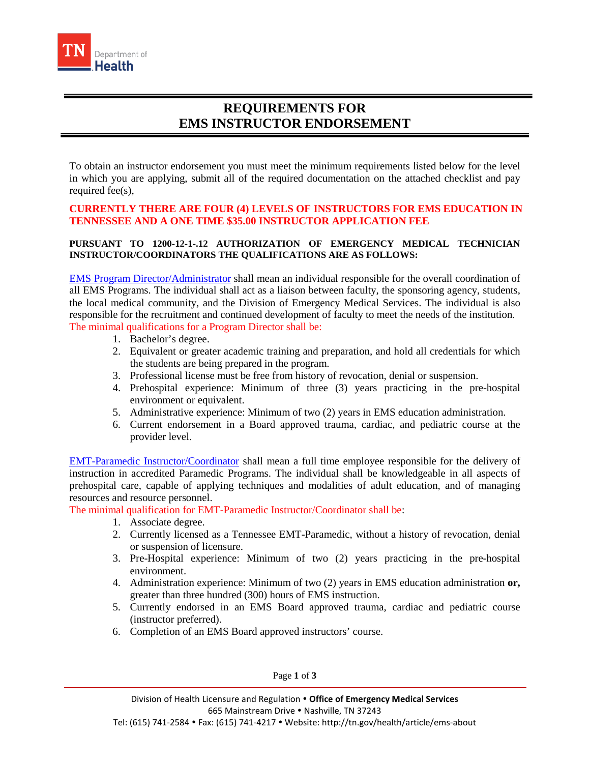TN Department of Health

# REQUIREMENTS FOR EMS INSTRUCTOR ENDORSEMENT

To obtain an instructor endorsement you must meet the minimum requirements listed below for the level in which you are applying, submit all of the required documentation on the attached checklist and pay required fee(s),

**CURRENTLY THERE ARE FOUR (4) LEVELS OF INSTRUCTORS FOR EMS EDUCATION IN TENNESSEE AND A ONE TIME $35.00 INSTRUCTOR APPLICATION FEE**

**PURSUANT TO 1200-12-1-.12 AUTHORIZATION OF EMERGENCY MEDICAL TECHNICIAN INSTRUCTOR/COORDINATORS THE QUALIFICATIONS ARE AS FOLLOWS:**

EMS Program Director/Administrator shall mean an individual responsible for the overall coordination of all EMS Programs. The individual shall act as a liaison between faculty, the sponsoring agency, students, the local medical community, and the Division of Emergency Medical Services. The individual is also responsible for the recruitment and continued development of faculty to meet the needs of the institution.

The minimal qualifications for a Program Director shall be:

1. Bachelor's degree.
2. Equivalent or greater academic training and preparation, and hold all credentials for which the students are being prepared in the program.
3. Professional license must be free from history of revocation, denial or suspension.
4. Prehospital experience: Minimum of three (3) years practicing in the pre-hospital environment or equivalent.
5. Administrative experience: Minimum of two (2) years in EMS education administration.
6. Current endorsement in a Board approved trauma, cardiac, and pediatric course at the provider level.

EMT-Paramedic Instructor/Coordinator shall mean a full time employee responsible for the delivery of instruction in accredited Paramedic Programs. The individual shall be knowledgeable in all aspects of prehospital care, capable of applying techniques and modalities of adult education, and of managing resources and resource personnel.

The minimal qualification for EMT-Paramedic Instructor/Coordinator shall be:

1. Associate degree.
2. Currently licensed as a Tennessee EMT-Paramedic, without a history of revocation, denial or suspension of licensure.
3. Pre-Hospital experience: Minimum of two (2) years practicing in the pre-hospital environment.
4. Administration experience: Minimum of two (2) years in EMS education administration **or,** greater than three hundred (300) hours of EMS instruction.
5. Currently endorsed in an EMS Board approved trauma, cardiac and pediatric course (instructor preferred).
6. Completion of an EMS Board approved instructors' course.

Division of Health Licensure and Regulation • **Office of Emergency Medical Services**
665 Mainstream Drive • Nashville, TN 37243
Tel: (615) 741-2584 • Fax: (615) 741-4217 • Website: http://tn.gov/health/article/ems-about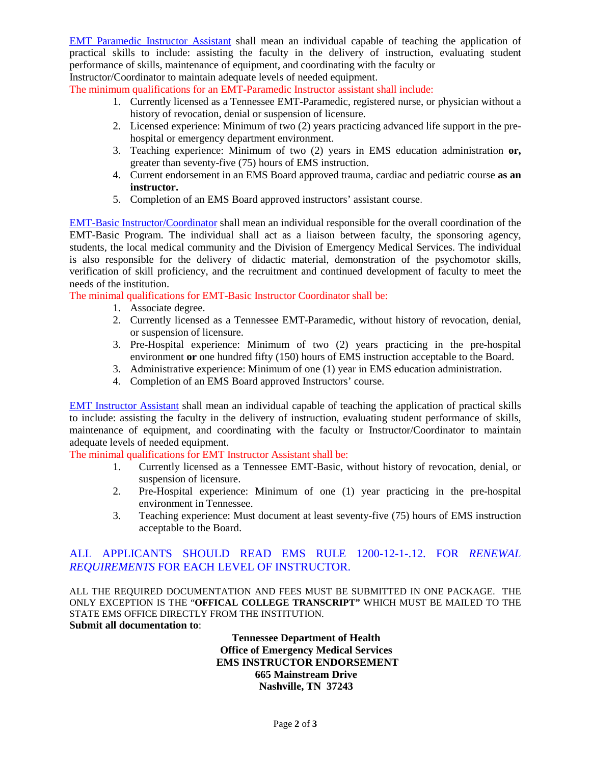EMT Paramedic Instructor Assistant shall mean an individual capable of teaching the application of practical skills to include: assisting the faculty in the delivery of instruction, evaluating student performance of skills, maintenance of equipment, and coordinating with the faculty or Instructor/Coordinator to maintain adequate levels of needed equipment.

The minimum qualifications for an EMT-Paramedic Instructor assistant shall include:

1. Currently licensed as a Tennessee EMT-Paramedic, registered nurse, or physician without a history of revocation, denial or suspension of licensure.
2. Licensed experience: Minimum of two (2) years practicing advanced life support in the pre-hospital or emergency department environment.
3. Teaching experience: Minimum of two (2) years in EMS education administration **or,** greater than seventy-five (75) hours of EMS instruction.
4. Current endorsement in an EMS Board approved trauma, cardiac and pediatric course **as an instructor.**
5. Completion of an EMS Board approved instructors' assistant course.

EMT-Basic Instructor/Coordinator shall mean an individual responsible for the overall coordination of the EMT-Basic Program. The individual shall act as a liaison between faculty, the sponsoring agency, students, the local medical community and the Division of Emergency Medical Services. The individual is also responsible for the delivery of didactic material, demonstration of the psychomotor skills, verification of skill proficiency, and the recruitment and continued development of faculty to meet the needs of the institution.

The minimal qualifications for EMT-Basic Instructor Coordinator shall be:

1. Associate degree.
2. Currently licensed as a Tennessee EMT-Paramedic, without history of revocation, denial, or suspension of licensure.
3. Pre-Hospital experience: Minimum of two (2) years practicing in the pre-hospital environment **or** one hundred fifty (150) hours of EMS instruction acceptable to the Board.
3. Administrative experience: Minimum of one (1) year in EMS education administration.
4. Completion of an EMS Board approved Instructors' course.

EMT Instructor Assistant shall mean an individual capable of teaching the application of practical skills to include: assisting the faculty in the delivery of instruction, evaluating student performance of skills, maintenance of equipment, and coordinating with the faculty or Instructor/Coordinator to maintain adequate levels of needed equipment.

The minimal qualifications for EMT Instructor Assistant shall be:

1. Currently licensed as a Tennessee EMT-Basic, without history of revocation, denial, or suspension of licensure.
2. Pre-Hospital experience: Minimum of one (1) year practicing in the pre-hospital environment in Tennessee.
3. Teaching experience: Must document at least seventy-five (75) hours of EMS instruction acceptable to the Board.

ALL APPLICANTS SHOULD READ EMS RULE 1200-12-1-.12. FOR *RENEWAL REQUIREMENTS* FOR EACH LEVEL OF INSTRUCTOR.

ALL THE REQUIRED DOCUMENTATION AND FEES MUST BE SUBMITTED IN ONE PACKAGE. THE ONLY EXCEPTION IS THE "**OFFICAL COLLEGE TRANSCRIPT"** WHICH MUST BE MAILED TO THE STATE EMS OFFICE DIRECTLY FROM THE INSTITUTION.

**Submit all documentation to**:

**Tennessee Department of Health**
**Office of Emergency Medical Services**
**EMS INSTRUCTOR ENDORSEMENT**
**665 Mainstream Drive**
**Nashville, TN 37243**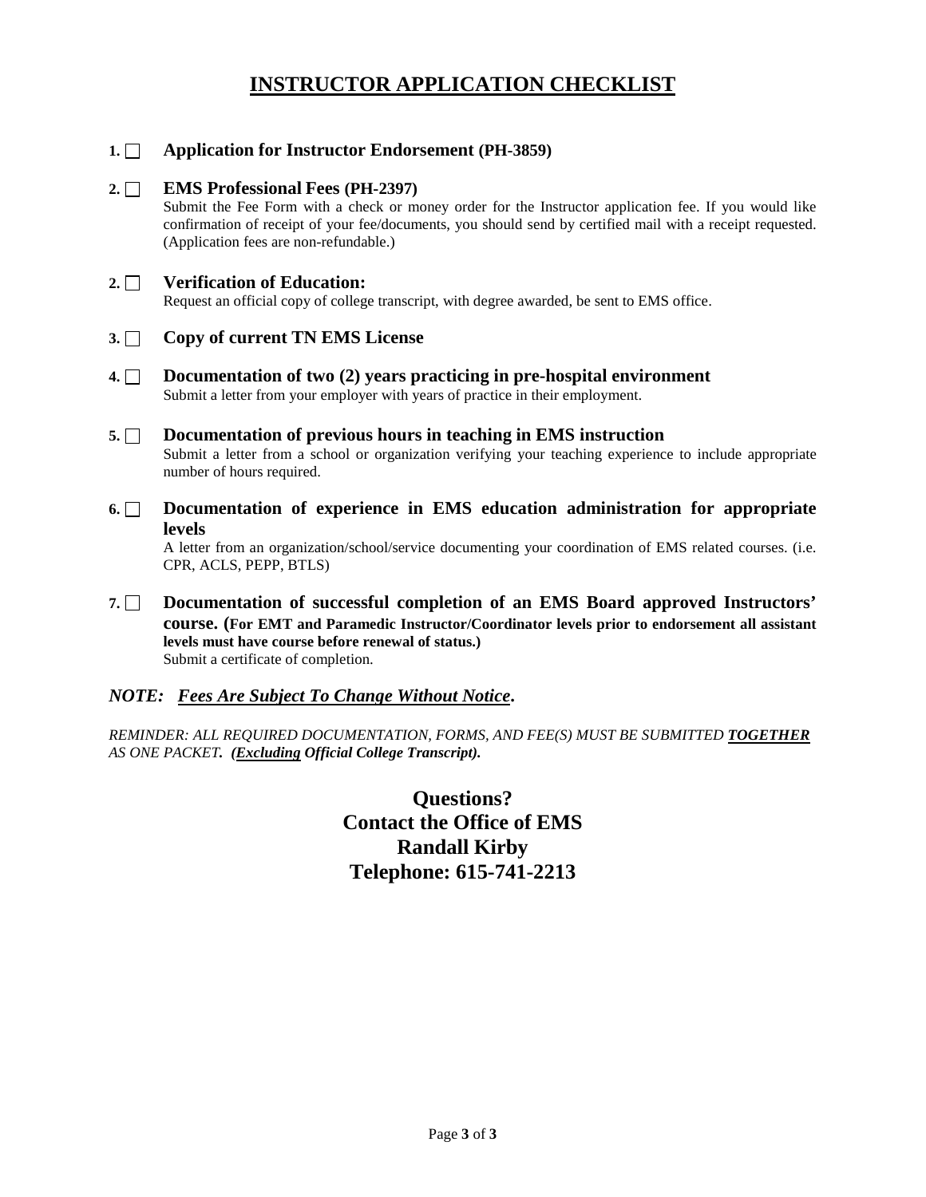# INSTRUCTOR APPLICATION CHECKLIST

1. ☐ **Application for Instructor Endorsement (PH-3859)**

2. ☐ **EMS Professional Fees (PH-2397)**
   Submit the Fee Form with a check or money order for the Instructor application fee. If you would like confirmation of receipt of your fee/documents, you should send by certified mail with a receipt requested. (Application fees are non-refundable.)

2. ☐ **Verification of Education:**
   Request an official copy of college transcript, with degree awarded, be sent to EMS office.

3. ☐ **Copy of current TN EMS License**

4. ☐ **Documentation of two (2) years practicing in pre-hospital environment**
   Submit a letter from your employer with years of practice in their employment.

5. ☐ **Documentation of previous hours in teaching in EMS instruction**
   Submit a letter from a school or organization verifying your teaching experience to include appropriate number of hours required.

6. ☐ **Documentation of experience in EMS education administration for appropriate levels**
   A letter from an organization/school/service documenting your coordination of EMS related courses. (i.e. CPR, ACLS, PEPP, BTLS)

7. ☐ **Documentation of successful completion of an EMS Board approved Instructors' course. (For EMT and Paramedic Instructor/Coordinator levels prior to endorsement all assistant levels must have course before renewal of status.)**
   Submit a certificate of completion.

***NOTE:*** ***Fees Are Subject To Change Without Notice*.**

*REMINDER: ALL REQUIRED DOCUMENTATION, FORMS, AND FEE(S) MUST BE SUBMITTED* ***TOGETHER*** *AS ONE PACKET.* ***(Excluding Official College Transcript).***

**Questions?**
**Contact the Office of EMS**
**Randall Kirby**
**Telephone: 615-741-2213**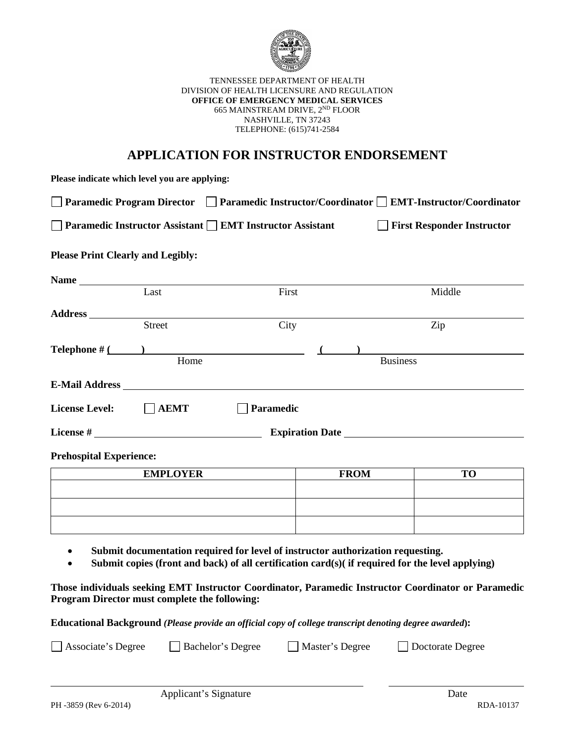TENNESSEE DEPARTMENT OF HEALTH
DIVISION OF HEALTH LICENSURE AND REGULATION
**OFFICE OF EMERGENCY MEDICAL SERVICES**
665 MAINSTREAM DRIVE, 2ND FLOOR
NASHVILLE, TN 37243
TELEPHONE: (615)741-2584

# APPLICATION FOR INSTRUCTOR ENDORSEMENT

**Please indicate which level you are applying:**

☐ **Paramedic Program Director** ☐ **Paramedic Instructor/Coordinator** ☐ **EMT-Instructor/Coordinator**

☐ **Paramedic Instructor Assistant** ☐ **EMT Instructor Assistant** ☐ **First Responder Instructor**

**Please Print Clearly and Legibly:**

**Name** ______________________________________________
Last First Middle

**Address** ______________________________________________
Street City Zip

**Telephone #** (      ) ____________________ (      ) ____________________
Home Business

**E-Mail Address** ______________________________________________

**License Level:** ☐ **AEMT** ☐ **Paramedic**

**License #** ____________________ **Expiration Date** ____________________

**Prehospital Experience:**

| EMPLOYER | FROM | TO |
|---|---|---|
| | | |
| | | |
| | | |

- **Submit documentation required for level of instructor authorization requesting.**
- **Submit copies (front and back) of all certification card(s)( if required for the level applying)**

**Those individuals seeking EMT Instructor Coordinator, Paramedic Instructor Coordinator or Paramedic Program Director must complete the following:**

**Educational Background** ***(Please provide an official copy of college transcript denoting degree awarded)*****:**

☐ Associate's Degree ☐ Bachelor's Degree ☐ Master's Degree ☐ Doctorate Degree

______________________________ ____________________
Applicant's Signature Date

PH -3859 (Rev 6-2014) RDA-10137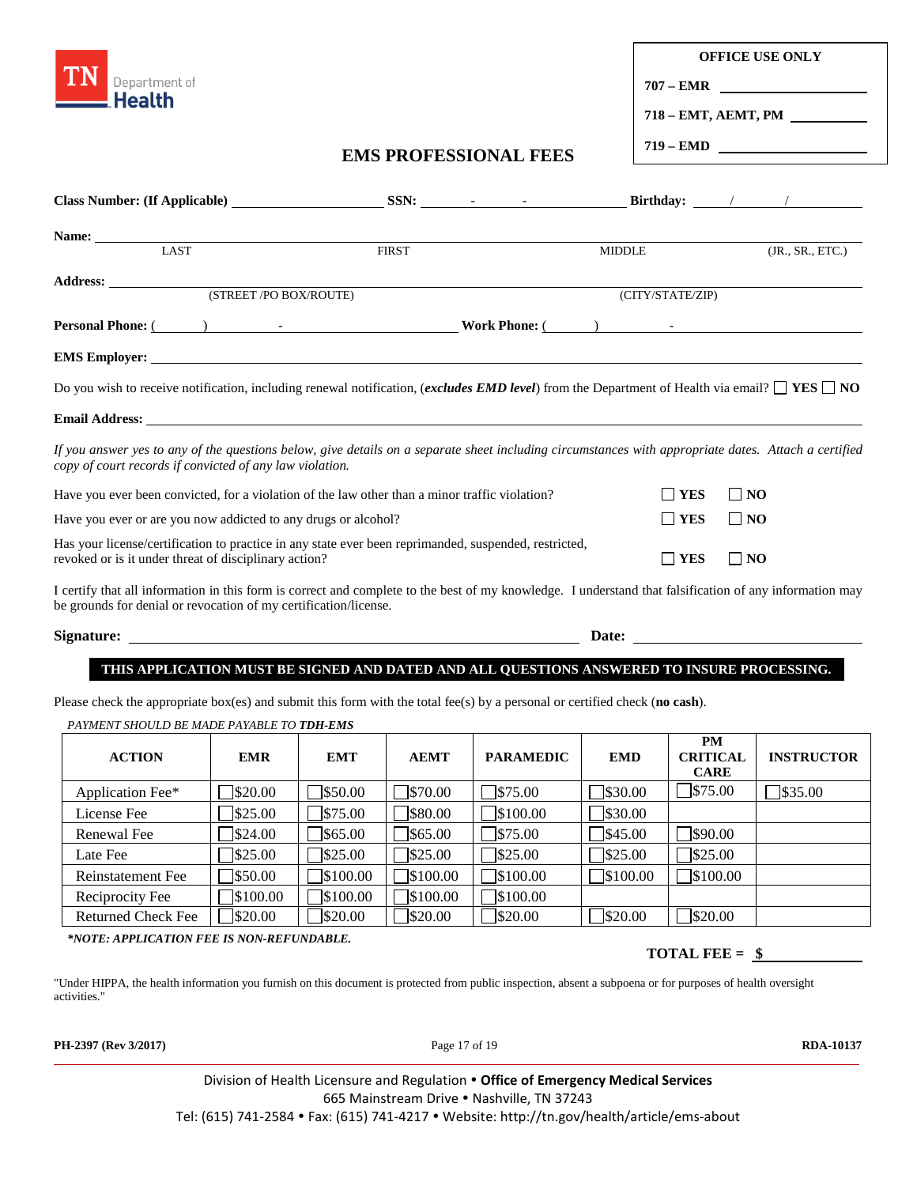TN Department of Health

| OFFICE USE ONLY |
|---|
| 707 – EMR ______________ |
| 718 – EMT, AEMT, PM ______________ |
| 719 – EMD ______________ |

# EMS PROFESSIONAL FEES

**Class Number: (If Applicable)** ____________________ **SSN:** _____ - _____ - _____ **Birthday:** ____ / ____ / ____

**Name:** ______________________________________________________________________
LAST    FIRST    MIDDLE    (JR., SR., ETC.)

**Address:** ____________________________________________________________________
(STREET /PO BOX/ROUTE)    (CITY/STATE/ZIP)

**Personal Phone:** ( ) - **Work Phone:** ( ) -

**EMS Employer:** ______________________________________________________________

Do you wish to receive notification, including renewal notification, (***excludes EMD level***) from the Department of Health via email? ☐ **YES** ☐ **NO**

**Email Address:** ______________________________________________________________

*If you answer yes to any of the questions below, give details on a separate sheet including circumstances with appropriate dates. Attach a certified copy of court records if convicted of any law violation.*

| | | |
|---|---|---|
| Have you ever been convicted, for a violation of the law other than a minor traffic violation? | ☐ **YES** | ☐ **NO** |
| Have you ever or are you now addicted to any drugs or alcohol? | ☐ **YES** | ☐ **NO** |
| Has your license/certification to practice in any state ever been reprimanded, suspended, restricted, revoked or is it under threat of disciplinary action? | ☐ **YES** | ☐ **NO** |

I certify that all information in this form is correct and complete to the best of my knowledge. I understand that falsification of any information may be grounds for denial or revocation of my certification/license.

**Signature:** ____________________________________________ **Date:** ____________________

**THIS APPLICATION MUST BE SIGNED AND DATED AND ALL QUESTIONS ANSWERED TO INSURE PROCESSING.**

Please check the appropriate box(es) and submit this form with the total fee(s) by a personal or certified check (**no cash**).

*PAYMENT SHOULD BE MADE PAYABLE TO **TDH-EMS***

| ACTION | EMR | EMT | AEMT | PARAMEDIC | EMD | PM CRITICAL CARE | INSTRUCTOR |
|---|---|---|---|---|---|---|---|
| Application Fee* | ☐ $20.00 | ☐ $50.00 | ☐ $70.00 | ☐ $75.00 | ☐ $30.00 | ☐ $75.00 | ☐ $35.00 |
| License Fee | ☐ $25.00 | ☐ $75.00 | ☐ $80.00 | ☐ $100.00 | ☐ $30.00 | | |
| Renewal Fee | ☐ $24.00 | ☐ $65.00 | ☐ $65.00 | ☐ $75.00 | ☐ $45.00 | ☐ $90.00 | |
| Late Fee | ☐ $25.00 | ☐ $25.00 | ☐ $25.00 | ☐ $25.00 | ☐ $25.00 | ☐ $25.00 | |
| Reinstatement Fee | ☐ $50.00 | ☐ $100.00 | ☐ $100.00 | ☐ $100.00 | ☐ $100.00 | ☐ $100.00 | |
| Reciprocity Fee | ☐ $100.00 | ☐ $100.00 | ☐ $100.00 | ☐ $100.00 | | | |
| Returned Check Fee | ☐ $20.00 | ☐ $20.00 | ☐ $20.00 | ☐ $20.00 | ☐ $20.00 | ☐ $20.00 | |

***NOTE: APPLICATION FEE IS NON-REFUNDABLE.***

**TOTAL FEE = $** ____________

"Under HIPPA, the health information you furnish on this document is protected from public inspection, absent a subpoena or for purposes of health oversight activities."

**PH-2397 (Rev 3/2017)** **RDA-10137**

Division of Health Licensure and Regulation • **Office of Emergency Medical Services**
665 Mainstream Drive • Nashville, TN 37243
Tel: (615) 741-2584 • Fax: (615) 741-4217 • Website: http://tn.gov/health/article/ems-about